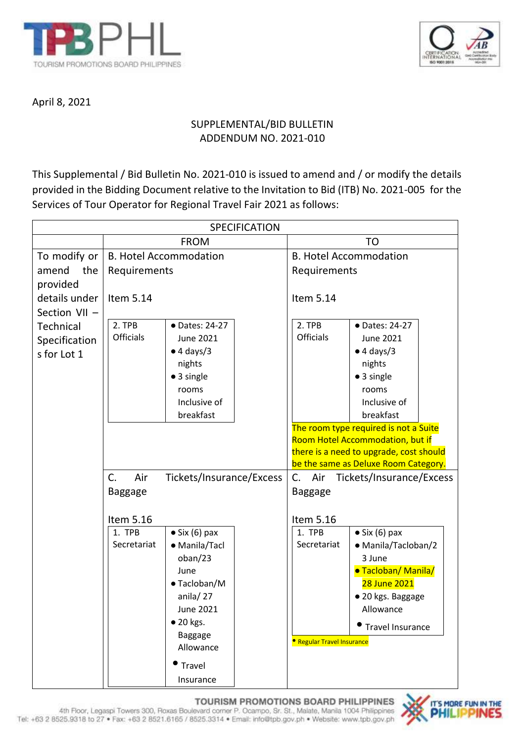April 8, 2021

SUPPLEMENTAL/BID BULLETIN
ADDENDUM NO. 2021-010

This Supplemental / Bid Bulletin No. 2021-010 is issued to amend and / or modify the details provided in the Bidding Document relative to the Invitation to Bid (ITB) No. 2021-005 for the Services of Tour Operator for Regional Travel Fair 2021 as follows:

| SPECIFICATION | | |
|---|---|---|
| | FROM | TO |
| To modify or amend the provided details under Section VII – Technical Specifications for Lot 1 | B. Hotel Accommodation Requirements<br><br>Item 5.14<br><br>2. TPB Officials: • Dates: 24-27 June 2021 • 4 days/3 nights • 3 single rooms Inclusive of breakfast | B. Hotel Accommodation Requirements<br><br>Item 5.14<br><br>2. TPB Officials: • Dates: 24-27 June 2021 • 4 days/3 nights • 3 single rooms Inclusive of breakfast<br><br>The room type required is not a Suite Room Hotel Accommodation, but if there is a need to upgrade, cost should be the same as Deluxe Room Category. |
| | C. Air Tickets/Insurance/Excess Baggage<br><br>Item 5.16<br><br>1. TPB Secretariat: • Six (6) pax • Manila/Tacloban/23 June • Tacloban/Manila/ 27 June 2021 • 20 kgs. Baggage Allowance • Travel Insurance | C. Air Tickets/Insurance/Excess Baggage<br><br>Item 5.16<br><br>1. TPB Secretariat: • Six (6) pax • Manila/Tacloban/23 June • Tacloban/ Manila/ 28 June 2021 • 20 kgs. Baggage Allowance • Travel Insurance<br><br>• Regular Travel Insurance |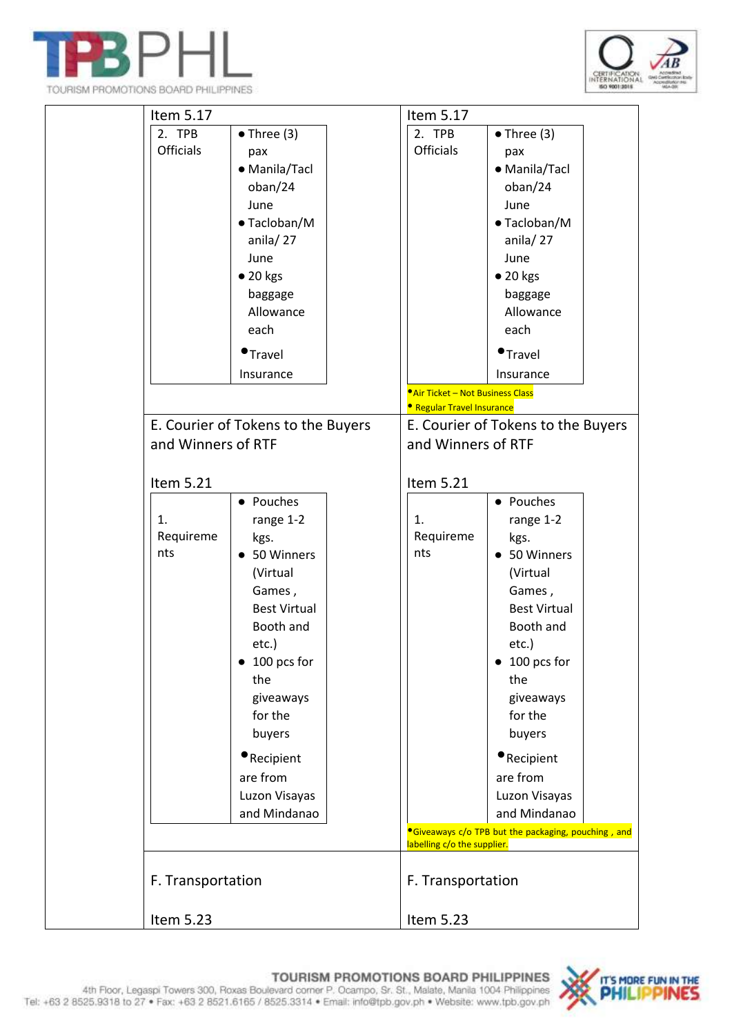| | | |
|---|---|---|
| | Item 5.17<br><br>\| 2. TPB Officials \| • Three (3) pax<br>• Manila/Tacloban/24 June<br>• Tacloban/Manila/ 27 June<br>• 20 kgs baggage Allowance each<br>• Travel Insurance \| | Item 5.17<br><br>\| 2. TPB Officials \| • Three (3) pax<br>• Manila/Tacloban/24 June<br>• Tacloban/Manila/ 27 June<br>• 20 kgs baggage Allowance each<br>• Travel Insurance \|<br><br>• Air Ticket – Not Business Class<br>• Regular Travel Insurance |
| | E. Courier of Tokens to the Buyers and Winners of RTF<br><br>Item 5.21<br><br>\| 1. Requirements \| • Pouches range 1-2 kgs.<br>• 50 Winners (Virtual Games , Best Virtual Booth and etc.)<br>• 100 pcs for the giveaways for the buyers<br>• Recipient are from Luzon Visayas and Mindanao \| | E. Courier of Tokens to the Buyers and Winners of RTF<br><br>Item 5.21<br><br>\| 1. Requirements \| • Pouches range 1-2 kgs.<br>• 50 Winners (Virtual Games , Best Virtual Booth and etc.)<br>• 100 pcs for the giveaways for the buyers<br>• Recipient are from Luzon Visayas and Mindanao \|<br><br>• Giveaways c/o TPB but the packaging, pouching , and labelling c/o the supplier. |
| | F. Transportation<br><br>Item 5.23 | F. Transportation<br><br>Item 5.23 |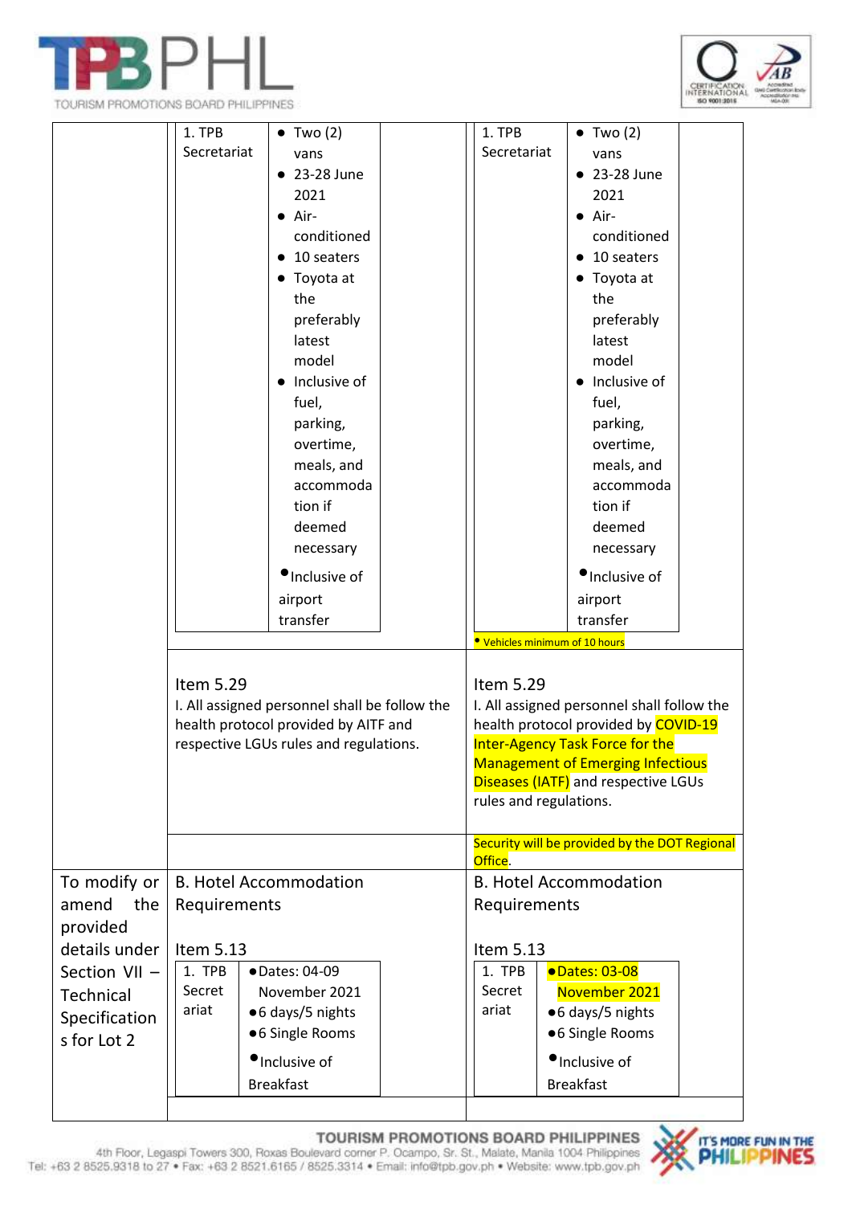| | | |
|---|---|---|
| | <table><tr><td>1. TPB Secretariat</td><td>• Two (2) vans<br>• 23-28 June 2021<br>• Air-conditioned<br>• 10 seaters<br>• Toyota at the preferably latest model<br>• Inclusive of fuel, parking, overtime, meals, and accommodation if deemed necessary<br>• Inclusive of airport transfer</td></tr></table> | <table><tr><td>1. TPB Secretariat</td><td>• Two (2) vans<br>• 23-28 June 2021<br>• Air-conditioned<br>• 10 seaters<br>• Toyota at the preferably latest model<br>• Inclusive of fuel, parking, overtime, meals, and accommodation if deemed necessary<br>• Inclusive of airport transfer</td></tr></table>• Vehicles minimum of 10 hours |
| | Item 5.29<br>I. All assigned personnel shall be follow the health protocol provided by AITF and respective LGUs rules and regulations. | Item 5.29<br>I. All assigned personnel shall follow the health protocol provided by COVID-19 Inter-Agency Task Force for the Management of Emerging Infectious Diseases (IATF) and respective LGUs rules and regulations. |
| | | Security will be provided by the DOT Regional Office. |
| To modify or amend the provided details under Section VII – Technical Specifications for Lot 2 | B. Hotel Accommodation Requirements<br><br>Item 5.13<br><table><tr><td>1. TPB Secretariat</td><td>• Dates: 04-09 November 2021<br>• 6 days/5 nights<br>• 6 Single Rooms<br>• Inclusive of Breakfast</td></tr></table> | B. Hotel Accommodation Requirements<br><br>Item 5.13<br><table><tr><td>1. TPB Secretariat</td><td>• Dates: 03-08 November 2021<br>• 6 days/5 nights<br>• 6 Single Rooms<br>• Inclusive of Breakfast</td></tr></table> |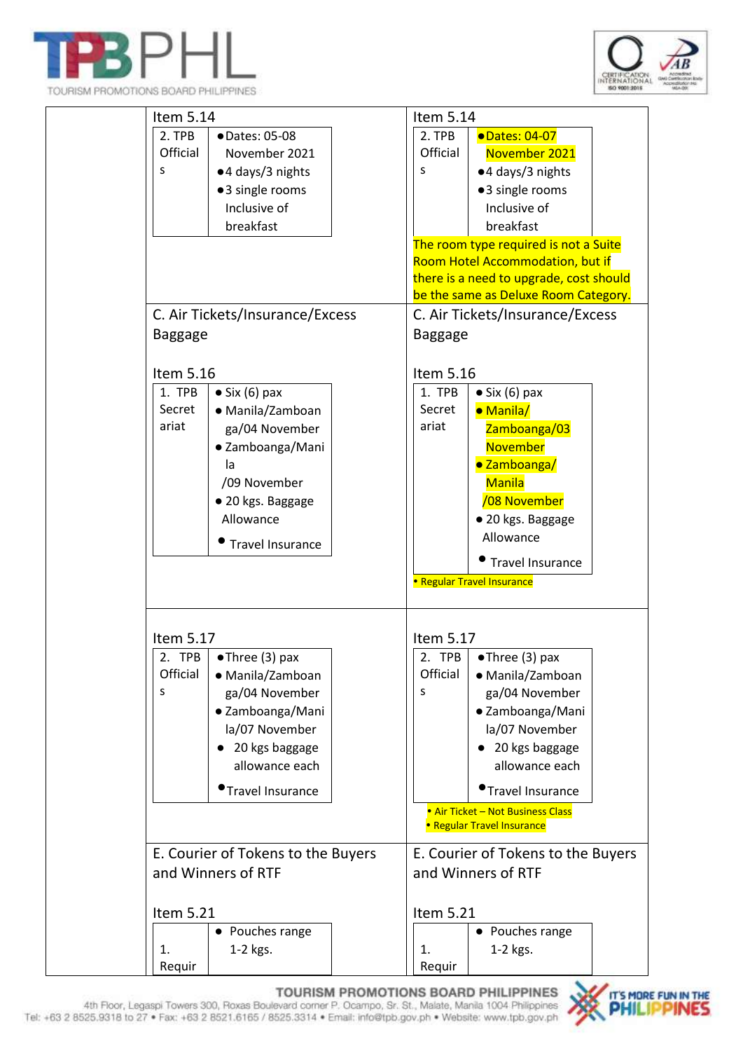| | | |
|---|---|---|
| | Item 5.14<br><br>2. TPB Officials — • Dates: 05-08 November 2021 • 4 days/3 nights • 3 single rooms Inclusive of breakfast | Item 5.14<br><br>2. TPB Officials — • Dates: 04-07 November 2021 • 4 days/3 nights • 3 single rooms Inclusive of breakfast<br><br>The room type required is not a Suite Room Hotel Accommodation, but if there is a need to upgrade, cost should be the same as Deluxe Room Category. |
| | C. Air Tickets/Insurance/Excess Baggage<br><br>Item 5.16<br><br>1. TPB Secretariat — • Six (6) pax • Manila/Zamboanga/04 November • Zamboanga/Manila /09 November • 20 kgs. Baggage Allowance • Travel Insurance | C. Air Tickets/Insurance/Excess Baggage<br><br>Item 5.16<br><br>1. TPB Secretariat — • Six (6) pax • Manila/ Zamboanga/03 November • Zamboanga/ Manila /08 November • 20 kgs. Baggage Allowance • Travel Insurance<br><br>• Regular Travel Insurance |
| | Item 5.17<br><br>2. TPB Officials — • Three (3) pax • Manila/Zamboanga/04 November • Zamboanga/Manila/07 November • 20 kgs baggage allowance each • Travel Insurance | Item 5.17<br><br>2. TPB Officials — • Three (3) pax • Manila/Zamboanga/04 November • Zamboanga/Manila/07 November • 20 kgs baggage allowance each • Travel Insurance<br><br>• Air Ticket – Not Business Class<br>• Regular Travel Insurance |
| | E. Courier of Tokens to the Buyers and Winners of RTF<br><br>Item 5.21<br><br>1. Requir — • Pouches range 1-2 kgs. | E. Courier of Tokens to the Buyers and Winners of RTF<br><br>Item 5.21<br><br>1. Requir — • Pouches range 1-2 kgs. |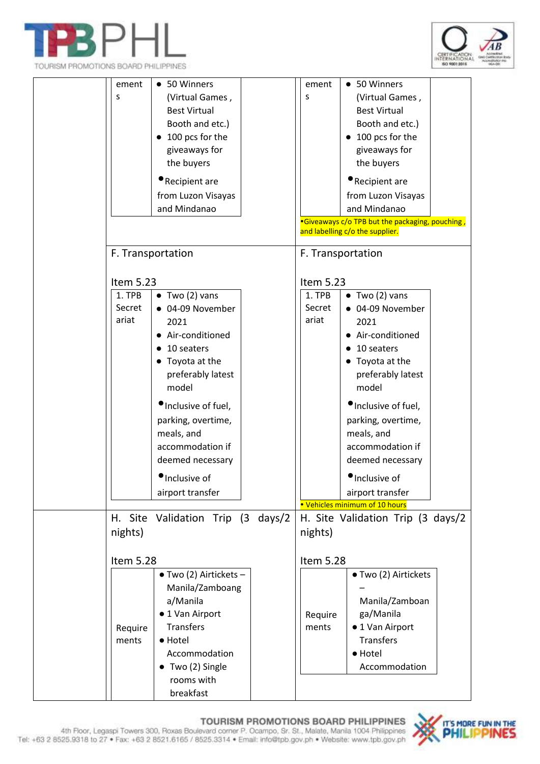| | | |
|---|---|---|
| | ement s — • 50 Winners (Virtual Games , Best Virtual Booth and etc.) • 100 pcs for the giveaways for the buyers • Recipient are from Luzon Visayas and Mindanao | ement s — • 50 Winners (Virtual Games , Best Virtual Booth and etc.) • 100 pcs for the giveaways for the buyers • Recipient are from Luzon Visayas and Mindanao<br>•Giveaways c/o TPB but the packaging, pouching , and labelling c/o the supplier. |
| | F. Transportation<br><br>Item 5.23<br><br>1. TPB Secretariat — • Two (2) vans • 04-09 November 2021 • Air-conditioned • 10 seaters • Toyota at the preferably latest model • Inclusive of fuel, parking, overtime, meals, and accommodation if deemed necessary • Inclusive of airport transfer | F. Transportation<br><br>Item 5.23<br><br>1. TPB Secretariat — • Two (2) vans • 04-09 November 2021 • Air-conditioned • 10 seaters • Toyota at the preferably latest model • Inclusive of fuel, parking, overtime, meals, and accommodation if deemed necessary • Inclusive of airport transfer<br>• Vehicles minimum of 10 hours |
| | H. Site Validation Trip (3 days/2 nights)<br><br>Item 5.28<br><br>Requirements — • Two (2) Airtickets – Manila/Zamboanga/Manila • 1 Van Airport Transfers • Hotel Accommodation • Two (2) Single rooms with breakfast | H. Site Validation Trip (3 days/2 nights)<br><br>Item 5.28<br><br>Requirements — • Two (2) Airtickets – Manila/Zamboanga/Manila • 1 Van Airport Transfers • Hotel Accommodation |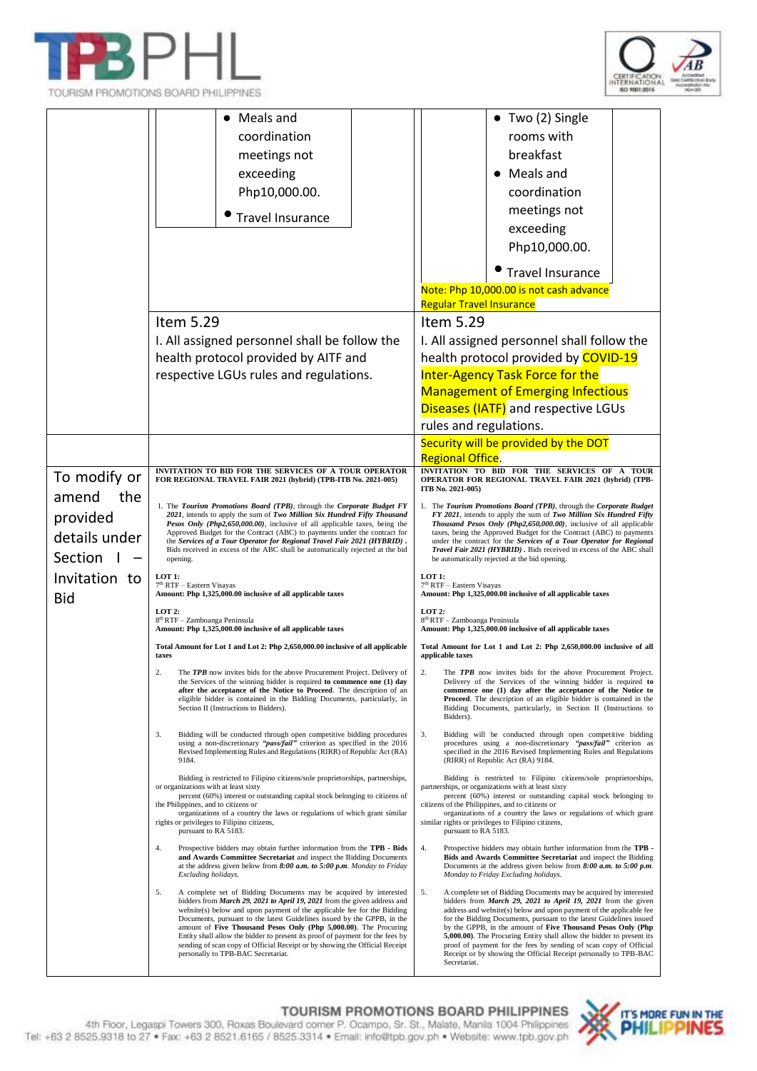| | | |
|---|---|---|
| | • Meals and coordination meetings not exceeding Php10,000.00.<br>• Travel Insurance | • Two (2) Single rooms with breakfast<br>• Meals and coordination meetings not exceeding Php10,000.00.<br>• Travel Insurance<br>Note: Php 10,000.00 is not cash advance<br>Regular Travel Insurance |
| | Item 5.29<br>I. All assigned personnel shall be follow the health protocol provided by AITF and respective LGUs rules and regulations. | Item 5.29<br>I. All assigned personnel shall follow the health protocol provided by COVID-19 Inter-Agency Task Force for the Management of Emerging Infectious Diseases (IATF) and respective LGUs rules and regulations. |
| | | Security will be provided by the DOT Regional Office. |
| To modify or amend the provided details under Section I – Invitation to Bid | **INVITATION TO BID FOR THE SERVICES OF A TOUR OPERATOR FOR REGIONAL TRAVEL FAIR 2021 (hybrid) (TPB-ITB No. 2021-005)**<br><br>1. The ***Tourism Promotions Board (TPB)***, through the ***Corporate Budget FY 2021***, intends to apply the sum of ***Two Million Six Hundred Fifty Thousand Pesos Only (Php2,650,000.00)***, inclusive of all applicable taxes, being the Approved Budget for the Contract (ABC) to payments under the contract for the ***Services of a Tour Operator for Regional Travel Fair 2021 (HYBRID)*** . Bids received in excess of the ABC shall be automatically rejected at the bid opening.<br><br>**LOT 1:**<br>7th RTF – Eastern Visayas<br>**Amount: Php 1,325,000.00 inclusive of all applicable taxes**<br><br>**LOT 2:**<br>8th RTF – Zamboanga Peninsula<br>**Amount: Php 1,325,000.00 inclusive of all applicable taxes**<br><br>**Total Amount for Lot 1 and Lot 2: Php 2,650,000.00 inclusive of all applicable taxes**<br><br>2. The ***TPB*** now invites bids for the above Procurement Project. Delivery of the Services of the winning bidder is required **to commence one (1) day after the acceptance of the Notice to Proceed**. The description of an eligible bidder is contained in the Bidding Documents, particularly, in Section II (Instructions to Bidders).<br><br>3. Bidding will be conducted through open competitive bidding procedures using a non-discretionary ***"pass/fail"*** criterion as specified in the 2016 Revised Implementing Rules and Regulations (RIRR) of Republic Act (RA) 9184.<br><br>Bidding is restricted to Filipino citizens/sole proprietorships, partnerships, or organizations with at least sixty percent (60%) interest or outstanding capital stock belonging to citizens of the Philippines, and to citizens or organizations of a country the laws or regulations of which grant similar rights or privileges to Filipino citizens, pursuant to RA 5183.<br><br>4. Prospective bidders may obtain further information from the **TPB - Bids and Awards Committee Secretariat** and inspect the Bidding Documents at the address given below from ***8:00 a.m. to 5:00 p.m***. *Monday to Friday Excluding holidays.*<br><br>5. A complete set of Bidding Documents may be acquired by interested bidders from ***March 29, 2021 to April 19, 2021*** from the given address and website(s) below and upon payment of the applicable fee for the Bidding Documents, pursuant to the latest Guidelines issued by the GPPB, in the amount of **Five Thousand Pesos Only (Php 5,000.00)**. The Procuring Entity shall allow the bidder to present its proof of payment for the fees by sending of scan copy of Official Receipt or by showing the Official Receipt personally to TPB-BAC Secretariat. | **INVITATION TO BID FOR THE SERVICES OF A TOUR OPERATOR FOR REGIONAL TRAVEL FAIR 2021 (hybrid) (TPB-ITB No. 2021-005)**<br><br>1. The ***Tourism Promotions Board (TPB)***, through the ***Corporate Budget FY 2021***, intends to apply the sum of ***Two Million Six Hundred Fifty Thousand Pesos Only (Php2,650,000.00)***, inclusive of all applicable taxes, being the Approved Budget for the Contract (ABC) to payments under the contract for the ***Services of a Tour Operator for Regional Travel Fair 2021 (HYBRID)*** . Bids received in excess of the ABC shall be automatically rejected at the bid opening.<br><br>**LOT 1:**<br>7th RTF – Eastern Visayas<br>**Amount: Php 1,325,000.00 inclusive of all applicable taxes**<br><br>**LOT 2:**<br>8th RTF – Zamboanga Peninsula<br>**Amount: Php 1,325,000.00 inclusive of all applicable taxes**<br><br>**Total Amount for Lot 1 and Lot 2: Php 2,650,000.00 inclusive of all applicable taxes**<br><br>2. The ***TPB*** now invites bids for the above Procurement Project. Delivery of the Services of the winning bidder is required **to commence one (1) day after the acceptance of the Notice to Proceed**. The description of an eligible bidder is contained in the Bidding Documents, particularly, in Section II (Instructions to Bidders).<br><br>3. Bidding will be conducted through open competitive bidding procedures using a non-discretionary ***"pass/fail"*** criterion as specified in the 2016 Revised Implementing Rules and Regulations (RIRR) of Republic Act (RA) 9184.<br><br>Bidding is restricted to Filipino citizens/sole proprietorships, partnerships, or organizations with at least sixty percent (60%) interest or outstanding capital stock belonging to citizens of the Philippines, and to citizens or organizations of a country the laws or regulations of which grant similar rights or privileges to Filipino citizens, pursuant to RA 5183.<br><br>4. Prospective bidders may obtain further information from the **TPB - Bids and Awards Committee Secretariat** and inspect the Bidding Documents at the address given below from ***8:00 a.m. to 5:00 p.m***. *Monday to Friday Excluding holidays.*<br><br>5. A complete set of Bidding Documents may be acquired by interested bidders from ***March 29, 2021 to April 19, 2021*** from the given address and website(s) below and upon payment of the applicable fee for the Bidding Documents, pursuant to the latest Guidelines issued by the GPPB, in the amount of **Five Thousand Pesos Only (Php 5,000.00)**. The Procuring Entity shall allow the bidder to present its proof of payment for the fees by sending of scan copy of Official Receipt or by showing the Official Receipt personally to TPB-BAC Secretariat. |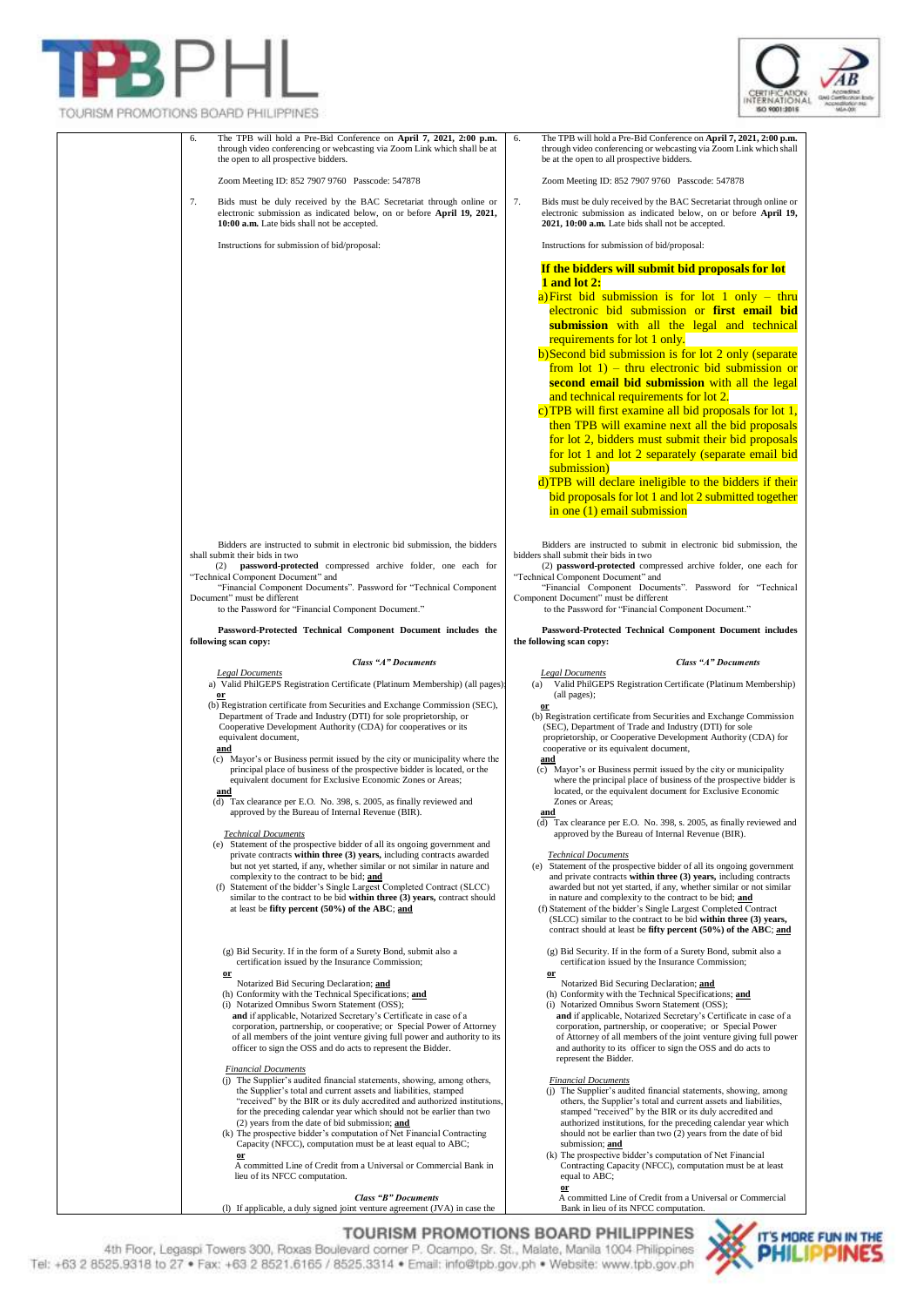| | Original | Amended |
|---|---|---|
| | 6. The TPB will hold a Pre-Bid Conference on **April 7, 2021, 2:00 p.m.** through video conferencing or webcasting via Zoom Link which shall be at the open to all prospective bidders.<br><br>Zoom Meeting ID: 852 7907 9760 Passcode: 547878<br><br>7. Bids must be duly received by the BAC Secretariat through online or electronic submission as indicated below, on or before **April 19, 2021, 10:00 a.m.** Late bids shall not be accepted.<br><br>Instructions for submission of bid/proposal:<br><br>Bidders are instructed to submit in electronic bid submission, the bidders shall submit their bids in two (2) **password-protected** compressed archive folder, one each for "Technical Component Document" and "Financial Component Documents". Password for "Technical Component Document" must be different to the Password for "Financial Component Document."<br><br>**Password-Protected Technical Component Document includes the following scan copy:**<br><br>***Class "A" Documents***<br><br>*Legal Documents*<br>a) Valid PhilGEPS Registration Certificate (Platinum Membership) (all pages);<br>**or**<br>(b) Registration certificate from Securities and Exchange Commission (SEC), Department of Trade and Industry (DTI) for sole proprietorship, or Cooperative Development Authority (CDA) for cooperatives or its equivalent document,<br>**and**<br>(c) Mayor's or Business permit issued by the city or municipality where the principal place of business of the prospective bidder is located, or the equivalent document for Exclusive Economic Zones or Areas;<br>**and**<br>(d) Tax clearance per E.O. No. 398, s. 2005, as finally reviewed and approved by the Bureau of Internal Revenue (BIR).<br><br>*Technical Documents*<br>(e) Statement of the prospective bidder of all its ongoing government and private contracts **within three (3) years,** including contracts awarded but not yet started, if any, whether similar or not similar in nature and complexity to the contract to be bid; **and**<br>(f) Statement of the bidder's Single Largest Completed Contract (SLCC) similar to the contract to be bid **within three (3) years,** contract should at least be **fifty percent (50%) of the ABC**; **and**<br><br>(g) Bid Security. If in the form of a Surety Bond, submit also a certification issued by the Insurance Commission;<br>**or**<br>Notarized Bid Securing Declaration; **and**<br>(h) Conformity with the Technical Specifications; **and**<br>(i) Notarized Omnibus Sworn Statement (OSS);<br>**and** if applicable, Notarized Secretary's Certificate in case of a corporation, partnership, or cooperative; or Special Power of Attorney of all members of the joint venture giving full power and authority to its officer to sign the OSS and do acts to represent the Bidder.<br><br>*Financial Documents*<br>(j) The Supplier's audited financial statements, showing, among others, the Supplier's total and current assets and liabilities, stamped "received" by the BIR or its duly accredited and authorized institutions, for the preceding calendar year which should not be earlier than two (2) years from the date of bid submission; **and**<br>(k) The prospective bidder's computation of Net Financial Contracting Capacity (NFCC), computation must be at least equal to ABC;<br>**or**<br>A committed Line of Credit from a Universal or Commercial Bank in lieu of its NFCC computation.<br><br>***Class "B" Documents***<br>(l) If applicable, a duly signed joint venture agreement (JVA) in case the | 6. The TPB will hold a Pre-Bid Conference on **April 7, 2021, 2:00 p.m.** through video conferencing or webcasting via Zoom Link which shall be at the open to all prospective bidders.<br><br>Zoom Meeting ID: 852 7907 9760 Passcode: 547878<br><br>7. Bids must be duly received by the BAC Secretariat through online or electronic submission as indicated below, on or before **April 19, 2021, 10:00 a.m.** Late bids shall not be accepted.<br><br>Instructions for submission of bid/proposal:<br><br>**If the bidders will submit bid proposals for lot 1 and lot 2:**<br>a) First bid submission is for lot 1 only – thru electronic bid submission or **first email bid submission** with all the legal and technical requirements for lot 1 only.<br>b) Second bid submission is for lot 2 only (separate from lot 1) – thru electronic bid submission or **second email bid submission** with all the legal and technical requirements for lot 2.<br>c) TPB will first examine all bid proposals for lot 1, then TPB will examine next all the bid proposals for lot 2, bidders must submit their bid proposals for lot 1 and lot 2 separately (separate email bid submission)<br>d) TPB will declare ineligible to the bidders if their bid proposals for lot 1 and lot 2 submitted together in one (1) email submission<br><br>Bidders are instructed to submit in electronic bid submission, the bidders shall submit their bids in two (2) **password-protected** compressed archive folder, one each for "Technical Component Document" and "Financial Component Documents". Password for "Technical Component Document" must be different to the Password for "Financial Component Document."<br><br>**Password-Protected Technical Component Document includes the following scan copy:**<br><br>***Class "A" Documents***<br><br>*Legal Documents*<br>(a) Valid PhilGEPS Registration Certificate (Platinum Membership) (all pages);<br>**or**<br>(b) Registration certificate from Securities and Exchange Commission (SEC), Department of Trade and Industry (DTI) for sole proprietorship, or Cooperative Development Authority (CDA) for cooperative or its equivalent document,<br>**and**<br>(c) Mayor's or Business permit issued by the city or municipality where the principal place of business of the prospective bidder is located, or the equivalent document for Exclusive Economic Zones or Areas;<br>**and**<br>(d) Tax clearance per E.O. No. 398, s. 2005, as finally reviewed and approved by the Bureau of Internal Revenue (BIR).<br><br>*Technical Documents*<br>(e) Statement of the prospective bidder of all its ongoing government and private contracts **within three (3) years,** including contracts awarded but not yet started, if any, whether similar or not similar in nature and complexity to the contract to be bid; **and**<br>(f) Statement of the bidder's Single Largest Completed Contract (SLCC) similar to the contract to be bid **within three (3) years,** contract should at least be **fifty percent (50%) of the ABC**; **and**<br><br>(g) Bid Security. If in the form of a Surety Bond, submit also a certification issued by the Insurance Commission;<br>**or**<br>Notarized Bid Securing Declaration; **and**<br>(h) Conformity with the Technical Specifications; **and**<br>(i) Notarized Omnibus Sworn Statement (OSS);<br>**and** if applicable, Notarized Secretary's Certificate in case of a corporation, partnership, or cooperative; or Special Power of Attorney of all members of the joint venture giving full power and authority to its officer to sign the OSS and do acts to represent the Bidder.<br><br>*Financial Documents*<br>(j) The Supplier's audited financial statements, showing, among others, the Supplier's total and current assets and liabilities, stamped "received" by the BIR or its duly accredited and authorized institutions, for the preceding calendar year which should not be earlier than two (2) years from the date of bid submission; **and**<br>(k) The prospective bidder's computation of Net Financial Contracting Capacity (NFCC), computation must be at least equal to ABC;<br>**or**<br>A committed Line of Credit from a Universal or Commercial Bank in lieu of its NFCC computation. |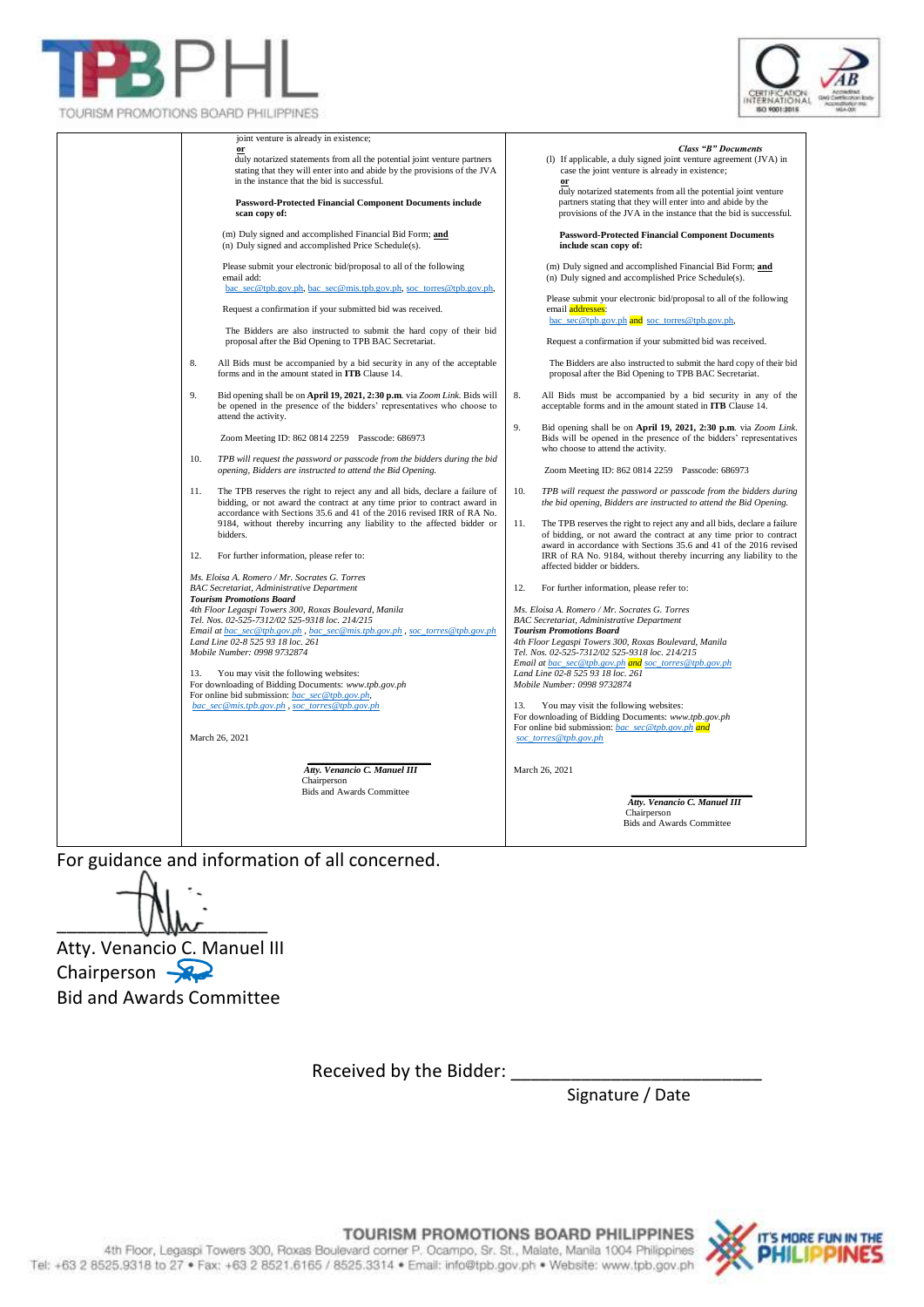| | | |
|---|---|---|
| | joint venture is already in existence;<br>**or**<br>duly notarized statements from all the potential joint venture partners stating that they will enter into and abide by the provisions of the JVA in the instance that the bid is successful.<br><br>**Password-Protected Financial Component Documents include scan copy of:**<br><br>(m) Duly signed and accomplished Financial Bid Form; **and**<br>(n) Duly signed and accomplished Price Schedule(s).<br><br>Please submit your electronic bid/proposal to all of the following email add:<br>bac_sec@tpb.gov.ph, bac_sec@mis.tpb.gov.ph, soc_torres@tpb.gov.ph,<br><br>Request a confirmation if your submitted bid was received.<br><br>The Bidders are also instructed to submit the hard copy of their bid proposal after the Bid Opening to TPB BAC Secretariat.<br><br>8. All Bids must be accompanied by a bid security in any of the acceptable forms and in the amount stated in **ITB** Clause 14.<br><br>9. Bid opening shall be on **April 19, 2021, 2:30 p.m.** via *Zoom Link.* Bids will be opened in the presence of the bidders' representatives who choose to attend the activity.<br><br>Zoom Meeting ID: 862 0814 2259 Passcode: 686973<br><br>10. *TPB will request the password or passcode from the bidders during the bid opening, Bidders are instructed to attend the Bid Opening.*<br><br>11. The TPB reserves the right to reject any and all bids, declare a failure of bidding, or not award the contract at any time prior to contract award in accordance with Sections 35.6 and 41 of the 2016 revised IRR of RA No. 9184, without thereby incurring any liability to the affected bidder or bidders.<br><br>12. For further information, please refer to:<br><br>*Ms. Eloisa A. Romero / Mr. Socrates G. Torres*<br>*BAC Secretariat, Administrative Department*<br>***Tourism Promotions Board***<br>*4th Floor Legaspi Towers 300, Roxas Boulevard, Manila*<br>*Tel. Nos. 02-525-7312/02 525-9318 loc. 214/215*<br>*Email at bac_sec@tpb.gov.ph , bac_sec@mis.tpb.gov.ph , soc_torres@tpb.gov.ph*<br>*Land Line 02-8 525 93 18 loc. 261*<br>*Mobile Number: 0998 9732874*<br><br>13. You may visit the following websites:<br>For downloading of Bidding Documents: *www.tpb.gov.ph*<br>For online bid submission: *bac_sec@tpb.gov.ph, bac_sec@mis.tpb.gov.ph , soc_torres@tpb.gov.ph*<br><br>March 26, 2021<br><br>***Atty. Venancio C. Manuel III***<br>Chairperson<br>Bids and Awards Committee | ***Class "B" Documents***<br>(l) If applicable, a duly signed joint venture agreement (JVA) in case the joint venture is already in existence;<br>**or**<br>duly notarized statements from all the potential joint venture partners stating that they will enter into and abide by the provisions of the JVA in the instance that the bid is successful.<br><br>**Password-Protected Financial Component Documents include scan copy of:**<br><br>(m) Duly signed and accomplished Financial Bid Form; **and**<br>(n) Duly signed and accomplished Price Schedule(s).<br><br>Please submit your electronic bid/proposal to all of the following email addresses:<br>bac_sec@tpb.gov.ph and soc_torres@tpb.gov.ph,<br><br>Request a confirmation if your submitted bid was received.<br><br>The Bidders are also instructed to submit the hard copy of their bid proposal after the Bid Opening to TPB BAC Secretariat.<br><br>8. All Bids must be accompanied by a bid security in any of the acceptable forms and in the amount stated in **ITB** Clause 14.<br><br>9. Bid opening shall be on **April 19, 2021, 2:30 p.m.** via *Zoom Link.* Bids will be opened in the presence of the bidders' representatives who choose to attend the activity.<br><br>Zoom Meeting ID: 862 0814 2259 Passcode: 686973<br><br>10. *TPB will request the password or passcode from the bidders during the bid opening, Bidders are instructed to attend the Bid Opening.*<br><br>11. The TPB reserves the right to reject any and all bids, declare a failure of bidding, or not award the contract at any time prior to contract award in accordance with Sections 35.6 and 41 of the 2016 revised IRR of RA No. 9184, without thereby incurring any liability to the affected bidder or bidders.<br><br>12. For further information, please refer to:<br><br>*Ms. Eloisa A. Romero / Mr. Socrates G. Torres*<br>*BAC Secretariat, Administrative Department*<br>***Tourism Promotions Board***<br>*4th Floor Legaspi Towers 300, Roxas Boulevard, Manila*<br>*Tel. Nos. 02-525-7312/02 525-9318 loc. 214/215*<br>*Email at bac_sec@tpb.gov.ph and soc_torres@tpb.gov.ph*<br>*Land Line 02-8 525 93 18 loc. 261*<br>*Mobile Number: 0998 9732874*<br><br>13. You may visit the following websites:<br>For downloading of Bidding Documents: *www.tpb.gov.ph*<br>For online bid submission: *bac_sec@tpb.gov.ph and soc_torres@tpb.gov.ph*<br><br>March 26, 2021<br><br>***Atty. Venancio C. Manuel III***<br>Chairperson<br>Bids and Awards Committee |

For guidance and information of all concerned.

Atty. Venancio C. Manuel III
Chairperson
Bid and Awards Committee

Received by the Bidder: ___________________________
Signature / Date